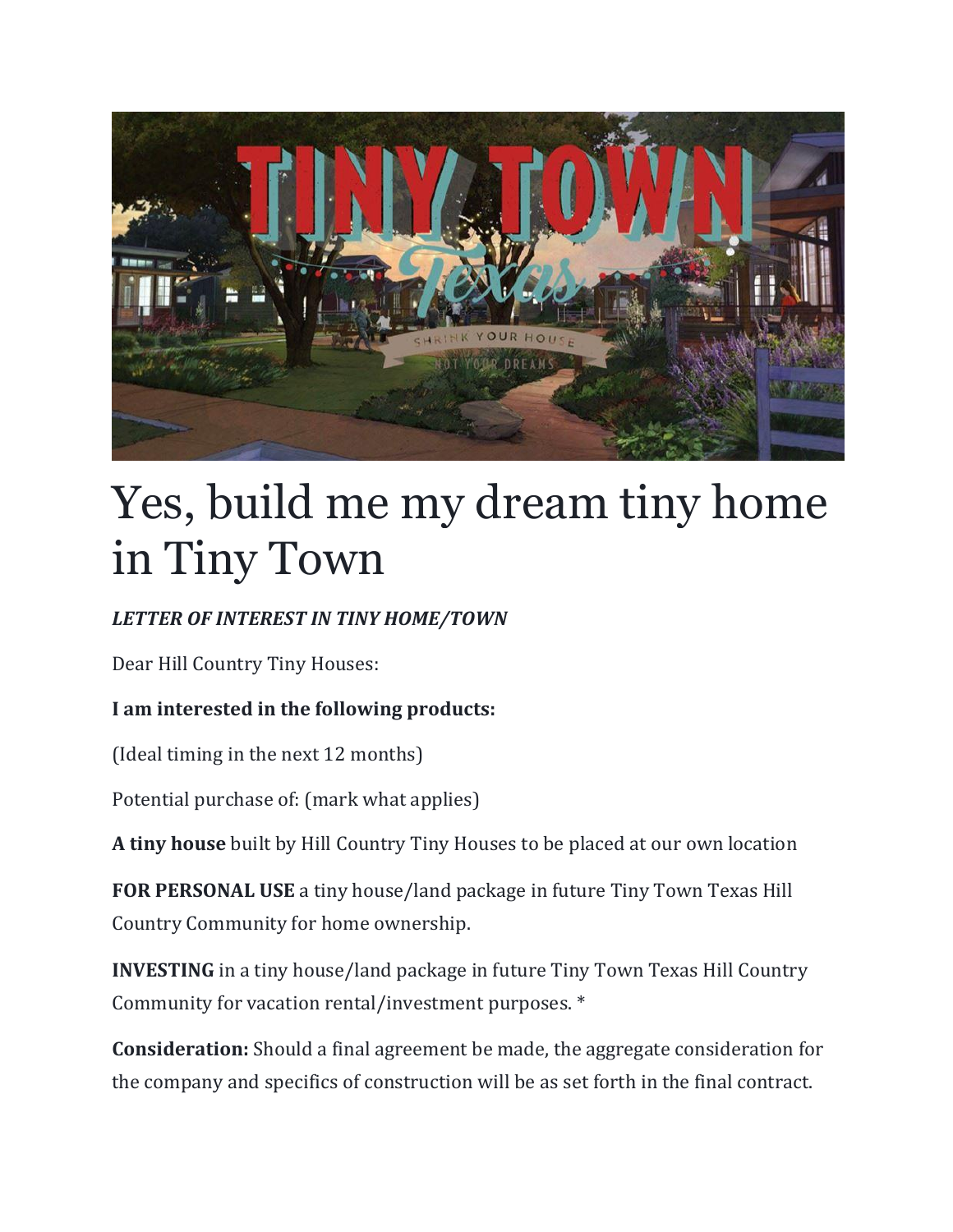# Yes, build me my dream tiny home in Tiny Town

***LETTER OF INTEREST IN TINY HOME/TOWN***

Dear Hill Country Tiny Houses:

**I am interested in the following products:**

(Ideal timing in the next 12 months)

Potential purchase of: (mark what applies)

**A tiny house** built by Hill Country Tiny Houses to be placed at our own location

**FOR PERSONAL USE** a tiny house/land package in future Tiny Town Texas Hill Country Community for home ownership.

**INVESTING** in a tiny house/land package in future Tiny Town Texas Hill Country Community for vacation rental/investment purposes. *

**Consideration:** Should a final agreement be made, the aggregate consideration for the company and specifics of construction will be as set forth in the final contract.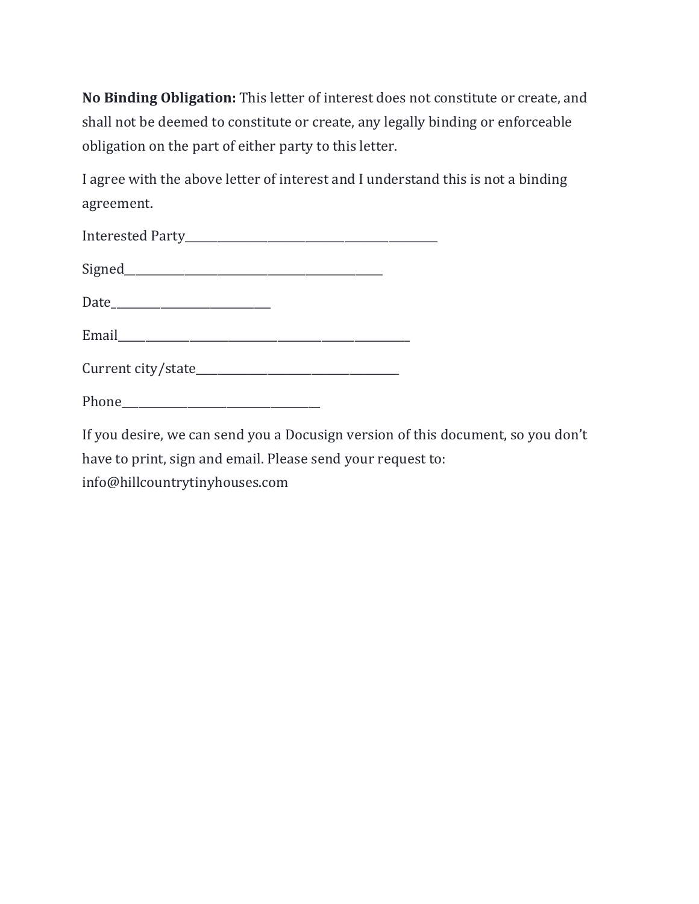**No Binding Obligation:** This letter of interest does not constitute or create, and shall not be deemed to constitute or create, any legally binding or enforceable obligation on the part of either party to this letter.

I agree with the above letter of interest and I understand this is not a binding agreement.

Interested Party_______________________________________________

Signed_______________________________________________

Date_____________________________

Email_____________________________________________________

Current city/state______________________________________

Phone_____________________________________

If you desire, we can send you a Docusign version of this document, so you don't have to print, sign and email. Please send your request to: info@hillcountrytinyhouses.com